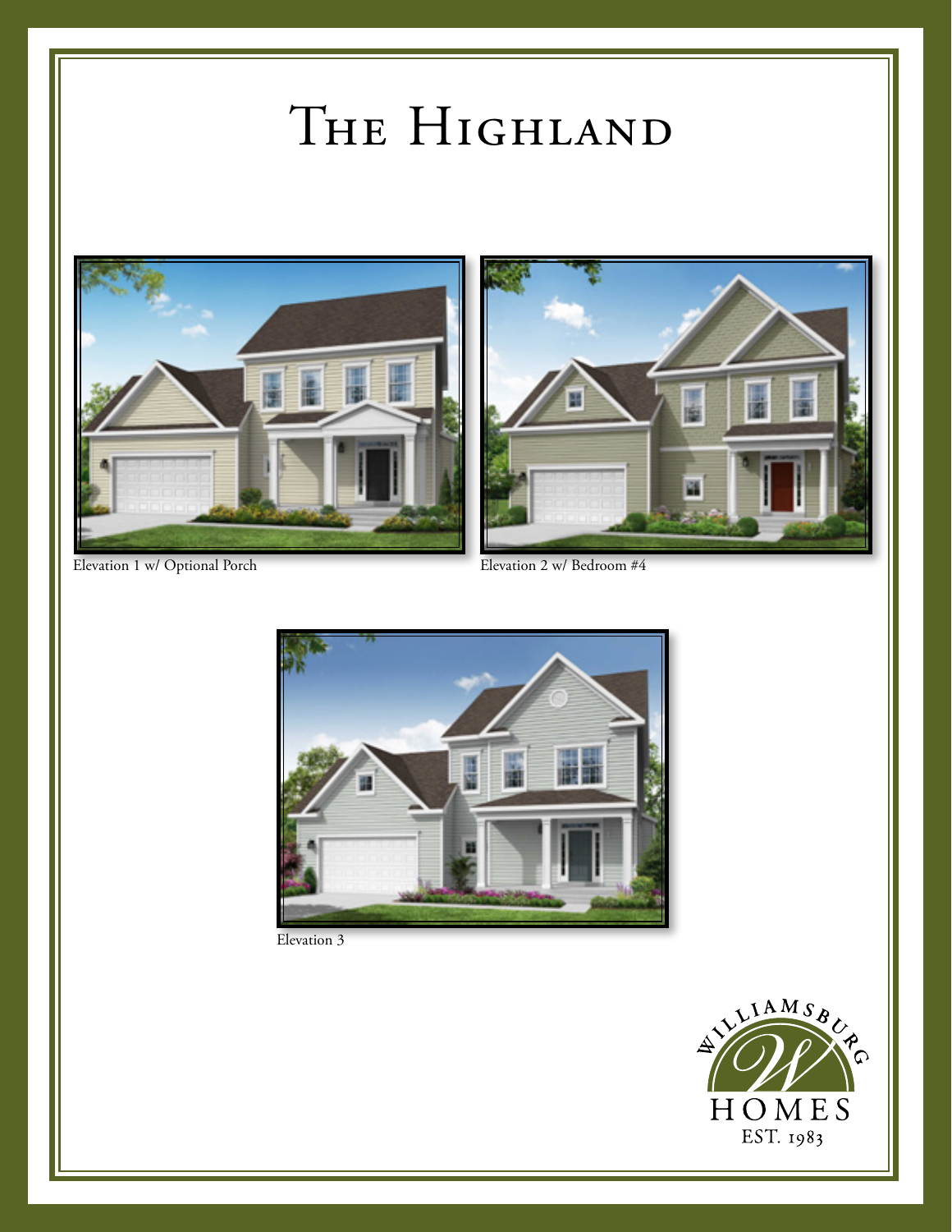# The Highland

Elevation 1 w/ Optional Porch

Elevation 2 w/ Bedroom #4

Elevation 3

WILLIAMSBURG HOMES EST. 1983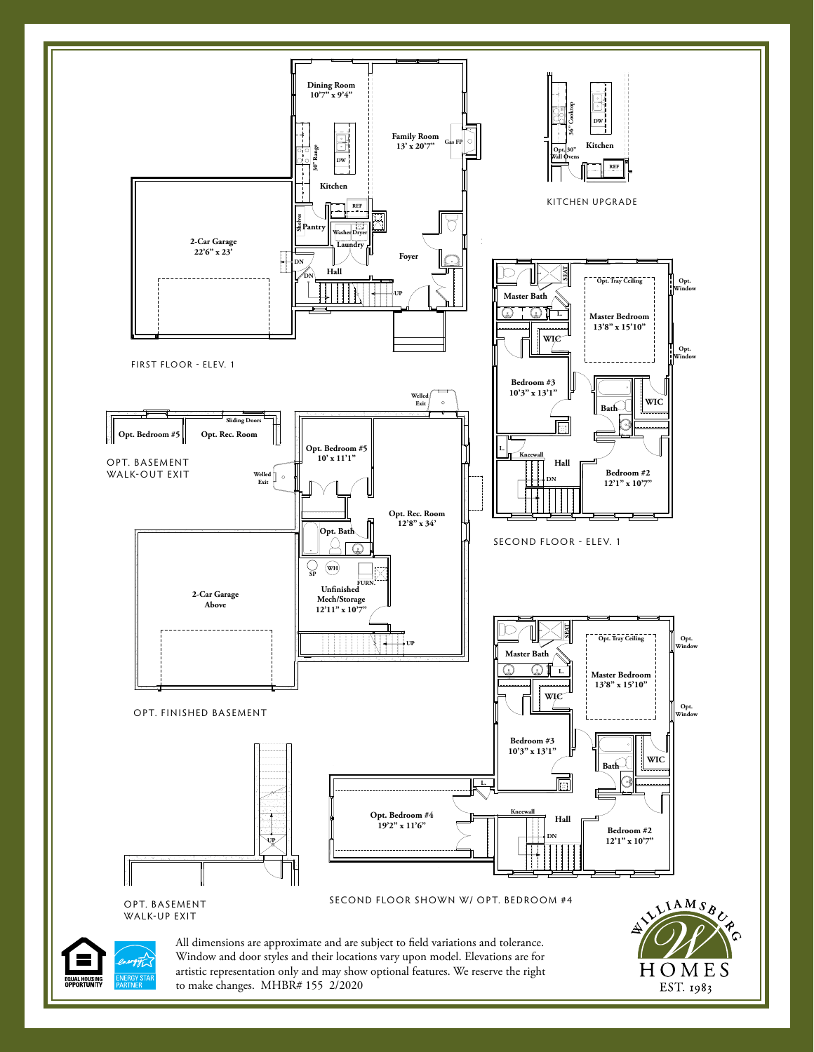Dining Room
10'7" x 9'4"

Family Room
13' x 20'7"

Gas FP

30" Range

DW

Kitchen

REF

Shelves

Pantry

Washer Dryer

Laundry

2-Car Garage
22'6" x 23'

DN

DN

Hall

Foyer

UP

FIRST FLOOR - ELEV. 1

36" Cooktop

DW

Opt. 30" Wall Ovens

Kitchen

REF

KITCHEN UPGRADE

SEAT

Opt. Tray Ceiling

Opt. Window

Master Bath

L.

Master Bedroom
13'8" x 15'10"

WIC

Opt. Window

Bedroom #3
10'3" x 13'1"

Bath

WIC

L.

Kneewall

Hall

DN

Bedroom #2
12'1" x 10'7"

SECOND FLOOR - ELEV. 1

Sliding Doors

Opt. Bedroom #5

Opt. Rec. Room

OPT. BASEMENT WALK-OUT EXIT

Welled Exit

Welled Exit

Opt. Bedroom #5
10' x 11'1"

Opt. Rec. Room
12'8" x 34'

Opt. Bath

2-Car Garage Above

SP

WH

FURN.

Unfinished Mech/Storage
12'11" x 10'7"

UP

OPT. FINISHED BASEMENT

SEAT

Opt. Tray Ceiling

Opt. Window

Master Bath

L.

Master Bedroom
13'8" x 15'10"

WIC

Opt. Window

Bedroom #3
10'3" x 13'1"

Bath

WIC

L.

Opt. Bedroom #4
19'2" x 11'6"

Kneewall

Hall

DN

Bedroom #2
12'1" x 10'7"

UP

OPT. BASEMENT WALK-UP EXIT

SECOND FLOOR SHOWN W/ OPT. BEDROOM #4

EQUAL HOUSING OPPORTUNITY

ENERGY STAR PARTNER

All dimensions are approximate and are subject to field variations and tolerance. Window and door styles and their locations vary upon model. Elevations are for artistic representation only and may show optional features. We reserve the right to make changes. MHBR# 155 2/2020

WILLIAMSBURG HOMES
EST. 1983